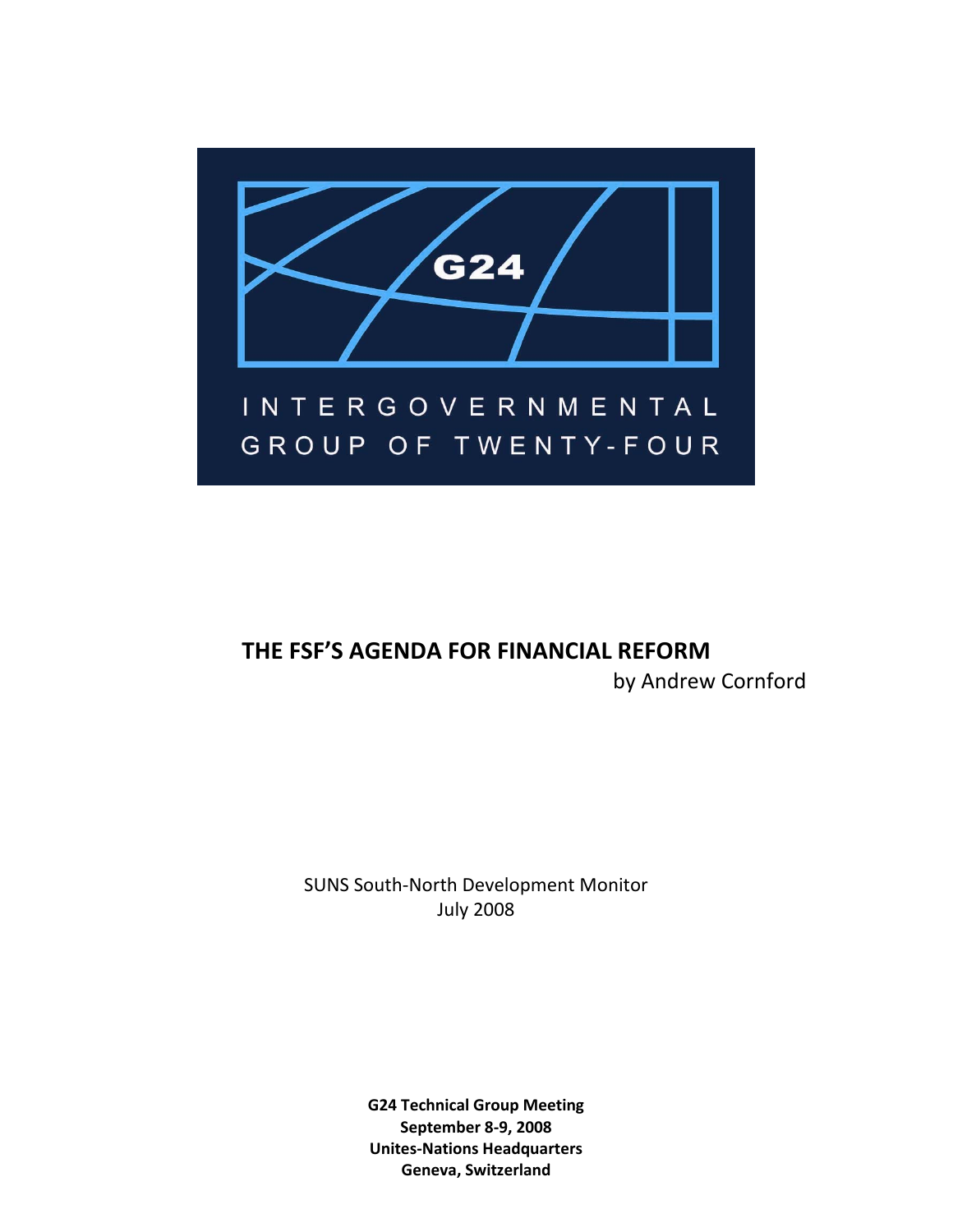G24

INTERGOVERNMENTAL GROUP OF TWENTY-FOUR

# THE FSF'S AGENDA FOR FINANCIAL REFORM

by Andrew Cornford

SUNS South-North Development Monitor
July 2008

**G24 Technical Group Meeting**
**September 8-9, 2008**
**Unites-Nations Headquarters**
**Geneva, Switzerland**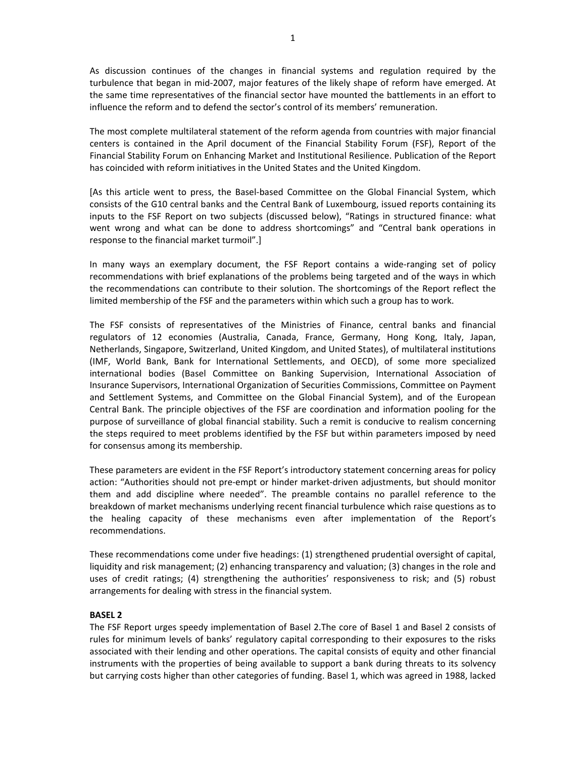As discussion continues of the changes in financial systems and regulation required by the turbulence that began in mid-2007, major features of the likely shape of reform have emerged. At the same time representatives of the financial sector have mounted the battlements in an effort to influence the reform and to defend the sector's control of its members' remuneration.

The most complete multilateral statement of the reform agenda from countries with major financial centers is contained in the April document of the Financial Stability Forum (FSF), Report of the Financial Stability Forum on Enhancing Market and Institutional Resilience. Publication of the Report has coincided with reform initiatives in the United States and the United Kingdom.

[As this article went to press, the Basel-based Committee on the Global Financial System, which consists of the G10 central banks and the Central Bank of Luxembourg, issued reports containing its inputs to the FSF Report on two subjects (discussed below), "Ratings in structured finance: what went wrong and what can be done to address shortcomings" and "Central bank operations in response to the financial market turmoil".]

In many ways an exemplary document, the FSF Report contains a wide-ranging set of policy recommendations with brief explanations of the problems being targeted and of the ways in which the recommendations can contribute to their solution. The shortcomings of the Report reflect the limited membership of the FSF and the parameters within which such a group has to work.

The FSF consists of representatives of the Ministries of Finance, central banks and financial regulators of 12 economies (Australia, Canada, France, Germany, Hong Kong, Italy, Japan, Netherlands, Singapore, Switzerland, United Kingdom, and United States), of multilateral institutions (IMF, World Bank, Bank for International Settlements, and OECD), of some more specialized international bodies (Basel Committee on Banking Supervision, International Association of Insurance Supervisors, International Organization of Securities Commissions, Committee on Payment and Settlement Systems, and Committee on the Global Financial System), and of the European Central Bank. The principle objectives of the FSF are coordination and information pooling for the purpose of surveillance of global financial stability. Such a remit is conducive to realism concerning the steps required to meet problems identified by the FSF but within parameters imposed by need for consensus among its membership.

These parameters are evident in the FSF Report's introductory statement concerning areas for policy action: "Authorities should not pre-empt or hinder market-driven adjustments, but should monitor them and add discipline where needed". The preamble contains no parallel reference to the breakdown of market mechanisms underlying recent financial turbulence which raise questions as to the healing capacity of these mechanisms even after implementation of the Report's recommendations.

These recommendations come under five headings: (1) strengthened prudential oversight of capital, liquidity and risk management; (2) enhancing transparency and valuation; (3) changes in the role and uses of credit ratings; (4) strengthening the authorities' responsiveness to risk; and (5) robust arrangements for dealing with stress in the financial system.

**BASEL 2**

The FSF Report urges speedy implementation of Basel 2.The core of Basel 1 and Basel 2 consists of rules for minimum levels of banks' regulatory capital corresponding to their exposures to the risks associated with their lending and other operations. The capital consists of equity and other financial instruments with the properties of being available to support a bank during threats to its solvency but carrying costs higher than other categories of funding. Basel 1, which was agreed in 1988, lacked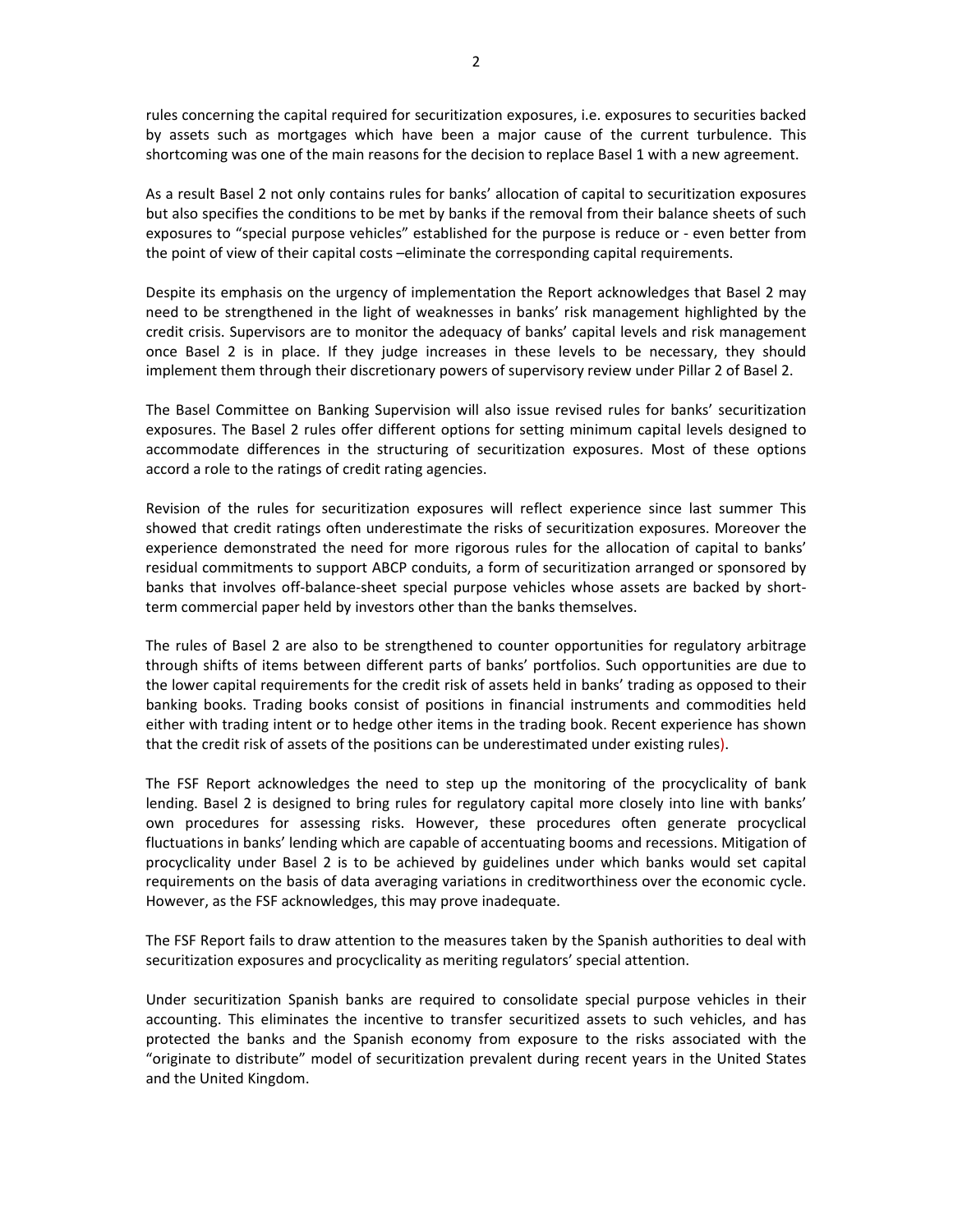rules concerning the capital required for securitization exposures, i.e. exposures to securities backed by assets such as mortgages which have been a major cause of the current turbulence. This shortcoming was one of the main reasons for the decision to replace Basel 1 with a new agreement.

As a result Basel 2 not only contains rules for banks' allocation of capital to securitization exposures but also specifies the conditions to be met by banks if the removal from their balance sheets of such exposures to "special purpose vehicles" established for the purpose is reduce or - even better from the point of view of their capital costs –eliminate the corresponding capital requirements.

Despite its emphasis on the urgency of implementation the Report acknowledges that Basel 2 may need to be strengthened in the light of weaknesses in banks' risk management highlighted by the credit crisis. Supervisors are to monitor the adequacy of banks' capital levels and risk management once Basel 2 is in place. If they judge increases in these levels to be necessary, they should implement them through their discretionary powers of supervisory review under Pillar 2 of Basel 2.

The Basel Committee on Banking Supervision will also issue revised rules for banks' securitization exposures. The Basel 2 rules offer different options for setting minimum capital levels designed to accommodate differences in the structuring of securitization exposures. Most of these options accord a role to the ratings of credit rating agencies.

Revision of the rules for securitization exposures will reflect experience since last summer This showed that credit ratings often underestimate the risks of securitization exposures. Moreover the experience demonstrated the need for more rigorous rules for the allocation of capital to banks' residual commitments to support ABCP conduits, a form of securitization arranged or sponsored by banks that involves off-balance-sheet special purpose vehicles whose assets are backed by short-term commercial paper held by investors other than the banks themselves.

The rules of Basel 2 are also to be strengthened to counter opportunities for regulatory arbitrage through shifts of items between different parts of banks' portfolios. Such opportunities are due to the lower capital requirements for the credit risk of assets held in banks' trading as opposed to their banking books. Trading books consist of positions in financial instruments and commodities held either with trading intent or to hedge other items in the trading book. Recent experience has shown that the credit risk of assets of the positions can be underestimated under existing rules).

The FSF Report acknowledges the need to step up the monitoring of the procyclicality of bank lending. Basel 2 is designed to bring rules for regulatory capital more closely into line with banks' own procedures for assessing risks. However, these procedures often generate procyclical fluctuations in banks' lending which are capable of accentuating booms and recessions. Mitigation of procyclicality under Basel 2 is to be achieved by guidelines under which banks would set capital requirements on the basis of data averaging variations in creditworthiness over the economic cycle. However, as the FSF acknowledges, this may prove inadequate.

The FSF Report fails to draw attention to the measures taken by the Spanish authorities to deal with securitization exposures and procyclicality as meriting regulators' special attention.

Under securitization Spanish banks are required to consolidate special purpose vehicles in their accounting. This eliminates the incentive to transfer securitized assets to such vehicles, and has protected the banks and the Spanish economy from exposure to the risks associated with the "originate to distribute" model of securitization prevalent during recent years in the United States and the United Kingdom.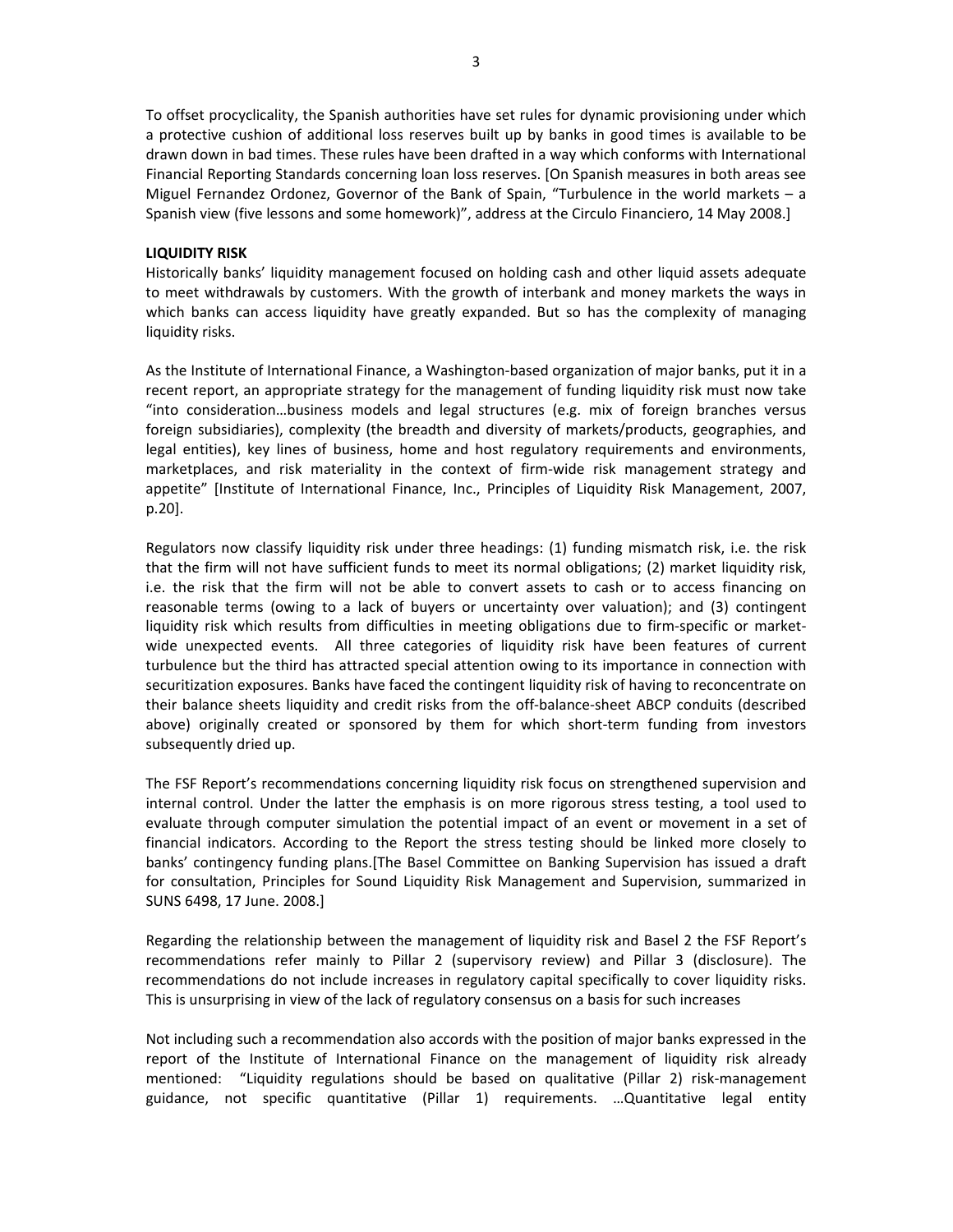To offset procyclicality, the Spanish authorities have set rules for dynamic provisioning under which a protective cushion of additional loss reserves built up by banks in good times is available to be drawn down in bad times. These rules have been drafted in a way which conforms with International Financial Reporting Standards concerning loan loss reserves. [On Spanish measures in both areas see Miguel Fernandez Ordonez, Governor of the Bank of Spain, "Turbulence in the world markets – a Spanish view (five lessons and some homework)", address at the Circulo Financiero, 14 May 2008.]

**LIQUIDITY RISK**

Historically banks' liquidity management focused on holding cash and other liquid assets adequate to meet withdrawals by customers. With the growth of interbank and money markets the ways in which banks can access liquidity have greatly expanded. But so has the complexity of managing liquidity risks.

As the Institute of International Finance, a Washington-based organization of major banks, put it in a recent report, an appropriate strategy for the management of funding liquidity risk must now take "into consideration…business models and legal structures (e.g. mix of foreign branches versus foreign subsidiaries), complexity (the breadth and diversity of markets/products, geographies, and legal entities), key lines of business, home and host regulatory requirements and environments, marketplaces, and risk materiality in the context of firm-wide risk management strategy and appetite" [Institute of International Finance, Inc., Principles of Liquidity Risk Management, 2007, p.20].

Regulators now classify liquidity risk under three headings: (1) funding mismatch risk, i.e. the risk that the firm will not have sufficient funds to meet its normal obligations; (2) market liquidity risk, i.e. the risk that the firm will not be able to convert assets to cash or to access financing on reasonable terms (owing to a lack of buyers or uncertainty over valuation); and (3) contingent liquidity risk which results from difficulties in meeting obligations due to firm-specific or market-wide unexpected events. All three categories of liquidity risk have been features of current turbulence but the third has attracted special attention owing to its importance in connection with securitization exposures. Banks have faced the contingent liquidity risk of having to reconcentrate on their balance sheets liquidity and credit risks from the off-balance-sheet ABCP conduits (described above) originally created or sponsored by them for which short-term funding from investors subsequently dried up.

The FSF Report's recommendations concerning liquidity risk focus on strengthened supervision and internal control. Under the latter the emphasis is on more rigorous stress testing, a tool used to evaluate through computer simulation the potential impact of an event or movement in a set of financial indicators. According to the Report the stress testing should be linked more closely to banks' contingency funding plans.[The Basel Committee on Banking Supervision has issued a draft for consultation, Principles for Sound Liquidity Risk Management and Supervision, summarized in SUNS 6498, 17 June. 2008.]

Regarding the relationship between the management of liquidity risk and Basel 2 the FSF Report's recommendations refer mainly to Pillar 2 (supervisory review) and Pillar 3 (disclosure). The recommendations do not include increases in regulatory capital specifically to cover liquidity risks. This is unsurprising in view of the lack of regulatory consensus on a basis for such increases

Not including such a recommendation also accords with the position of major banks expressed in the report of the Institute of International Finance on the management of liquidity risk already mentioned: "Liquidity regulations should be based on qualitative (Pillar 2) risk-management guidance, not specific quantitative (Pillar 1) requirements. …Quantitative legal entity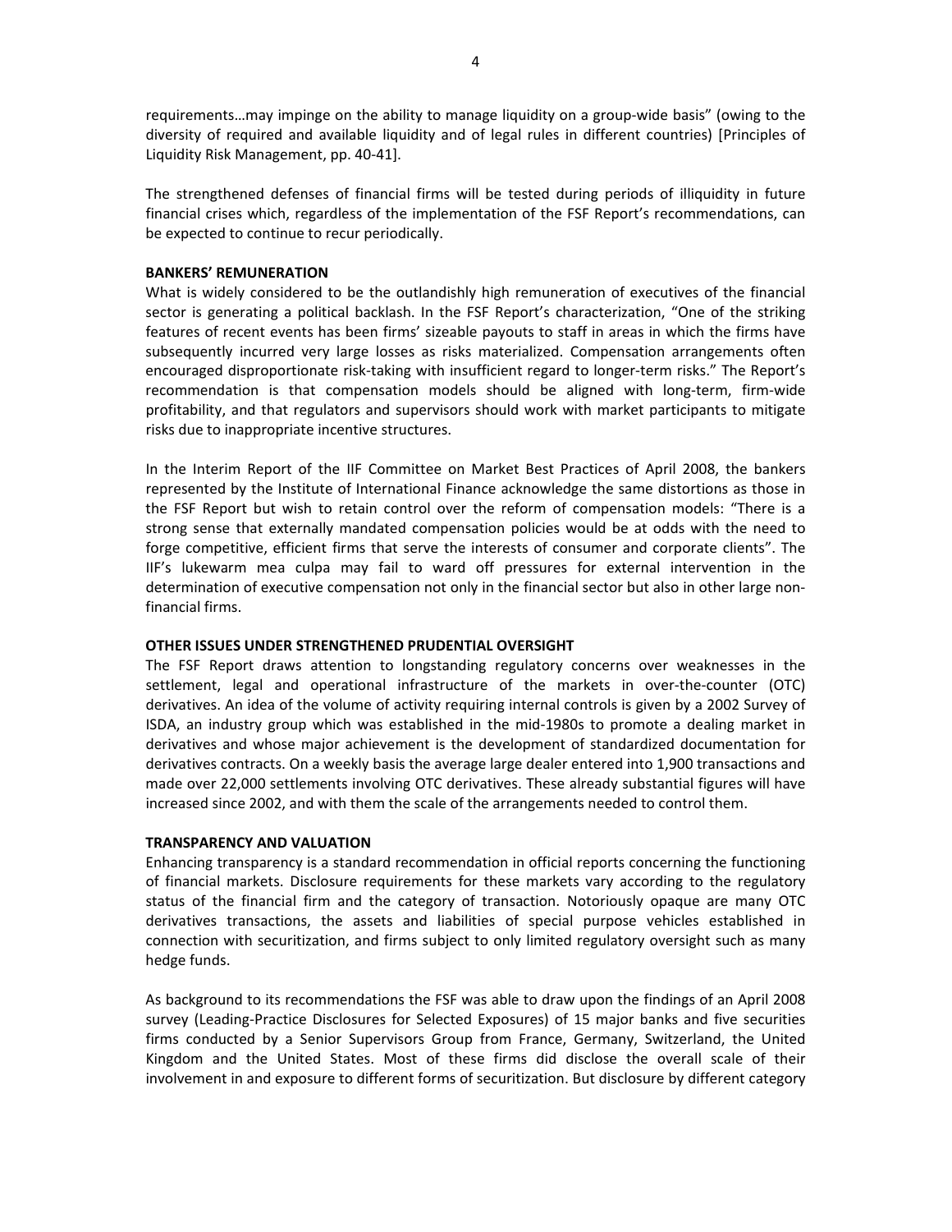requirements…may impinge on the ability to manage liquidity on a group-wide basis" (owing to the diversity of required and available liquidity and of legal rules in different countries) [Principles of Liquidity Risk Management, pp. 40-41].

The strengthened defenses of financial firms will be tested during periods of illiquidity in future financial crises which, regardless of the implementation of the FSF Report's recommendations, can be expected to continue to recur periodically.

## BANKERS' REMUNERATION

What is widely considered to be the outlandishly high remuneration of executives of the financial sector is generating a political backlash. In the FSF Report's characterization, "One of the striking features of recent events has been firms' sizeable payouts to staff in areas in which the firms have subsequently incurred very large losses as risks materialized. Compensation arrangements often encouraged disproportionate risk-taking with insufficient regard to longer-term risks." The Report's recommendation is that compensation models should be aligned with long-term, firm-wide profitability, and that regulators and supervisors should work with market participants to mitigate risks due to inappropriate incentive structures.

In the Interim Report of the IIF Committee on Market Best Practices of April 2008, the bankers represented by the Institute of International Finance acknowledge the same distortions as those in the FSF Report but wish to retain control over the reform of compensation models: "There is a strong sense that externally mandated compensation policies would be at odds with the need to forge competitive, efficient firms that serve the interests of consumer and corporate clients". The IIF's lukewarm mea culpa may fail to ward off pressures for external intervention in the determination of executive compensation not only in the financial sector but also in other large non-financial firms.

## OTHER ISSUES UNDER STRENGTHENED PRUDENTIAL OVERSIGHT

The FSF Report draws attention to longstanding regulatory concerns over weaknesses in the settlement, legal and operational infrastructure of the markets in over-the-counter (OTC) derivatives. An idea of the volume of activity requiring internal controls is given by a 2002 Survey of ISDA, an industry group which was established in the mid-1980s to promote a dealing market in derivatives and whose major achievement is the development of standardized documentation for derivatives contracts. On a weekly basis the average large dealer entered into 1,900 transactions and made over 22,000 settlements involving OTC derivatives. These already substantial figures will have increased since 2002, and with them the scale of the arrangements needed to control them.

## TRANSPARENCY AND VALUATION

Enhancing transparency is a standard recommendation in official reports concerning the functioning of financial markets. Disclosure requirements for these markets vary according to the regulatory status of the financial firm and the category of transaction. Notoriously opaque are many OTC derivatives transactions, the assets and liabilities of special purpose vehicles established in connection with securitization, and firms subject to only limited regulatory oversight such as many hedge funds.

As background to its recommendations the FSF was able to draw upon the findings of an April 2008 survey (Leading-Practice Disclosures for Selected Exposures) of 15 major banks and five securities firms conducted by a Senior Supervisors Group from France, Germany, Switzerland, the United Kingdom and the United States. Most of these firms did disclose the overall scale of their involvement in and exposure to different forms of securitization. But disclosure by different category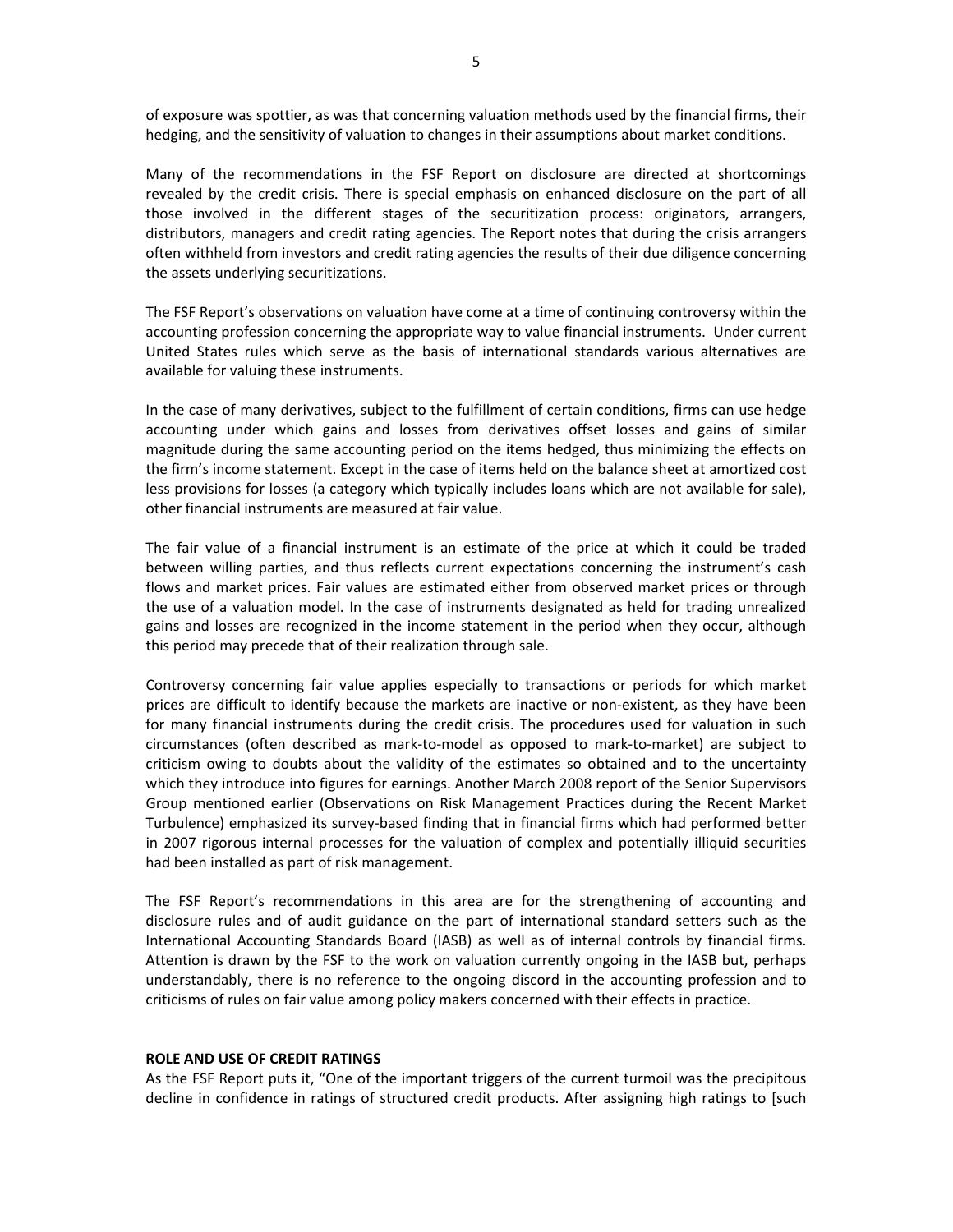of exposure was spottier, as was that concerning valuation methods used by the financial firms, their hedging, and the sensitivity of valuation to changes in their assumptions about market conditions.

Many of the recommendations in the FSF Report on disclosure are directed at shortcomings revealed by the credit crisis. There is special emphasis on enhanced disclosure on the part of all those involved in the different stages of the securitization process: originators, arrangers, distributors, managers and credit rating agencies. The Report notes that during the crisis arrangers often withheld from investors and credit rating agencies the results of their due diligence concerning the assets underlying securitizations.

The FSF Report's observations on valuation have come at a time of continuing controversy within the accounting profession concerning the appropriate way to value financial instruments. Under current United States rules which serve as the basis of international standards various alternatives are available for valuing these instruments.

In the case of many derivatives, subject to the fulfillment of certain conditions, firms can use hedge accounting under which gains and losses from derivatives offset losses and gains of similar magnitude during the same accounting period on the items hedged, thus minimizing the effects on the firm's income statement. Except in the case of items held on the balance sheet at amortized cost less provisions for losses (a category which typically includes loans which are not available for sale), other financial instruments are measured at fair value.

The fair value of a financial instrument is an estimate of the price at which it could be traded between willing parties, and thus reflects current expectations concerning the instrument's cash flows and market prices. Fair values are estimated either from observed market prices or through the use of a valuation model. In the case of instruments designated as held for trading unrealized gains and losses are recognized in the income statement in the period when they occur, although this period may precede that of their realization through sale.

Controversy concerning fair value applies especially to transactions or periods for which market prices are difficult to identify because the markets are inactive or non-existent, as they have been for many financial instruments during the credit crisis. The procedures used for valuation in such circumstances (often described as mark-to-model as opposed to mark-to-market) are subject to criticism owing to doubts about the validity of the estimates so obtained and to the uncertainty which they introduce into figures for earnings. Another March 2008 report of the Senior Supervisors Group mentioned earlier (Observations on Risk Management Practices during the Recent Market Turbulence) emphasized its survey-based finding that in financial firms which had performed better in 2007 rigorous internal processes for the valuation of complex and potentially illiquid securities had been installed as part of risk management.

The FSF Report's recommendations in this area are for the strengthening of accounting and disclosure rules and of audit guidance on the part of international standard setters such as the International Accounting Standards Board (IASB) as well as of internal controls by financial firms. Attention is drawn by the FSF to the work on valuation currently ongoing in the IASB but, perhaps understandably, there is no reference to the ongoing discord in the accounting profession and to criticisms of rules on fair value among policy makers concerned with their effects in practice.

## ROLE AND USE OF CREDIT RATINGS

As the FSF Report puts it, "One of the important triggers of the current turmoil was the precipitous decline in confidence in ratings of structured credit products. After assigning high ratings to [such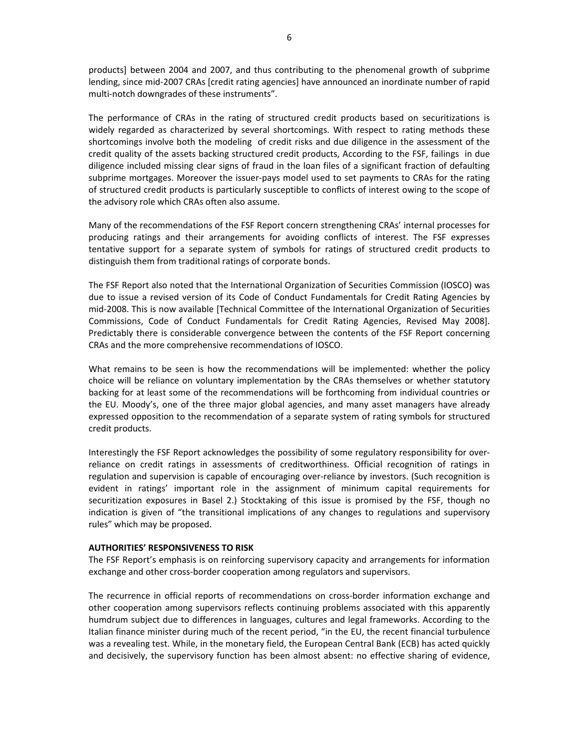products] between 2004 and 2007, and thus contributing to the phenomenal growth of subprime lending, since mid-2007 CRAs [credit rating agencies] have announced an inordinate number of rapid multi-notch downgrades of these instruments".

The performance of CRAs in the rating of structured credit products based on securitizations is widely regarded as characterized by several shortcomings. With respect to rating methods these shortcomings involve both the modeling of credit risks and due diligence in the assessment of the credit quality of the assets backing structured credit products, According to the FSF, failings in due diligence included missing clear signs of fraud in the loan files of a significant fraction of defaulting subprime mortgages. Moreover the issuer-pays model used to set payments to CRAs for the rating of structured credit products is particularly susceptible to conflicts of interest owing to the scope of the advisory role which CRAs often also assume.

Many of the recommendations of the FSF Report concern strengthening CRAs' internal processes for producing ratings and their arrangements for avoiding conflicts of interest. The FSF expresses tentative support for a separate system of symbols for ratings of structured credit products to distinguish them from traditional ratings of corporate bonds.

The FSF Report also noted that the International Organization of Securities Commission (IOSCO) was due to issue a revised version of its Code of Conduct Fundamentals for Credit Rating Agencies by mid-2008. This is now available [Technical Committee of the International Organization of Securities Commissions, Code of Conduct Fundamentals for Credit Rating Agencies, Revised May 2008]. Predictably there is considerable convergence between the contents of the FSF Report concerning CRAs and the more comprehensive recommendations of IOSCO.

What remains to be seen is how the recommendations will be implemented: whether the policy choice will be reliance on voluntary implementation by the CRAs themselves or whether statutory backing for at least some of the recommendations will be forthcoming from individual countries or the EU. Moody's, one of the three major global agencies, and many asset managers have already expressed opposition to the recommendation of a separate system of rating symbols for structured credit products.

Interestingly the FSF Report acknowledges the possibility of some regulatory responsibility for over-reliance on credit ratings in assessments of creditworthiness. Official recognition of ratings in regulation and supervision is capable of encouraging over-reliance by investors. (Such recognition is evident in ratings' important role in the assignment of minimum capital requirements for securitization exposures in Basel 2.) Stocktaking of this issue is promised by the FSF, though no indication is given of "the transitional implications of any changes to regulations and supervisory rules" which may be proposed.

**AUTHORITIES' RESPONSIVENESS TO RISK**

The FSF Report's emphasis is on reinforcing supervisory capacity and arrangements for information exchange and other cross-border cooperation among regulators and supervisors.

The recurrence in official reports of recommendations on cross-border information exchange and other cooperation among supervisors reflects continuing problems associated with this apparently humdrum subject due to differences in languages, cultures and legal frameworks. According to the Italian finance minister during much of the recent period, "in the EU, the recent financial turbulence was a revealing test. While, in the monetary field, the European Central Bank (ECB) has acted quickly and decisively, the supervisory function has been almost absent: no effective sharing of evidence,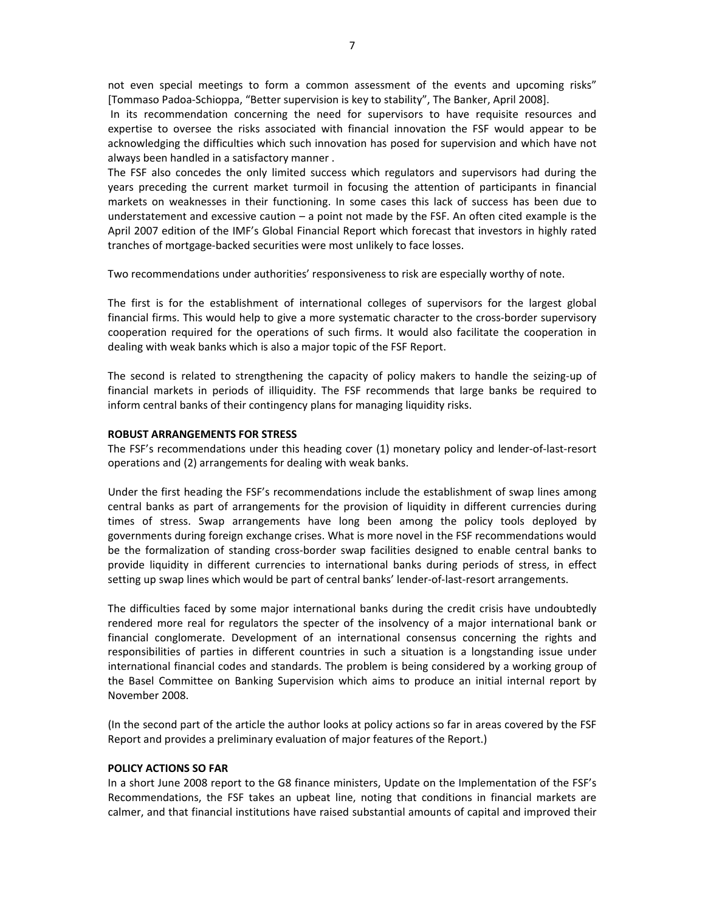not even special meetings to form a common assessment of the events and upcoming risks" [Tommaso Padoa-Schioppa, "Better supervision is key to stability", The Banker, April 2008].

In its recommendation concerning the need for supervisors to have requisite resources and expertise to oversee the risks associated with financial innovation the FSF would appear to be acknowledging the difficulties which such innovation has posed for supervision and which have not always been handled in a satisfactory manner .

The FSF also concedes the only limited success which regulators and supervisors had during the years preceding the current market turmoil in focusing the attention of participants in financial markets on weaknesses in their functioning. In some cases this lack of success has been due to understatement and excessive caution – a point not made by the FSF. An often cited example is the April 2007 edition of the IMF's Global Financial Report which forecast that investors in highly rated tranches of mortgage-backed securities were most unlikely to face losses.

Two recommendations under authorities' responsiveness to risk are especially worthy of note.

The first is for the establishment of international colleges of supervisors for the largest global financial firms. This would help to give a more systematic character to the cross-border supervisory cooperation required for the operations of such firms. It would also facilitate the cooperation in dealing with weak banks which is also a major topic of the FSF Report.

The second is related to strengthening the capacity of policy makers to handle the seizing-up of financial markets in periods of illiquidity. The FSF recommends that large banks be required to inform central banks of their contingency plans for managing liquidity risks.

**ROBUST ARRANGEMENTS FOR STRESS**

The FSF's recommendations under this heading cover (1) monetary policy and lender-of-last-resort operations and (2) arrangements for dealing with weak banks.

Under the first heading the FSF's recommendations include the establishment of swap lines among central banks as part of arrangements for the provision of liquidity in different currencies during times of stress. Swap arrangements have long been among the policy tools deployed by governments during foreign exchange crises. What is more novel in the FSF recommendations would be the formalization of standing cross-border swap facilities designed to enable central banks to provide liquidity in different currencies to international banks during periods of stress, in effect setting up swap lines which would be part of central banks' lender-of-last-resort arrangements.

The difficulties faced by some major international banks during the credit crisis have undoubtedly rendered more real for regulators the specter of the insolvency of a major international bank or financial conglomerate. Development of an international consensus concerning the rights and responsibilities of parties in different countries in such a situation is a longstanding issue under international financial codes and standards. The problem is being considered by a working group of the Basel Committee on Banking Supervision which aims to produce an initial internal report by November 2008.

(In the second part of the article the author looks at policy actions so far in areas covered by the FSF Report and provides a preliminary evaluation of major features of the Report.)

**POLICY ACTIONS SO FAR**

In a short June 2008 report to the G8 finance ministers, Update on the Implementation of the FSF's Recommendations, the FSF takes an upbeat line, noting that conditions in financial markets are calmer, and that financial institutions have raised substantial amounts of capital and improved their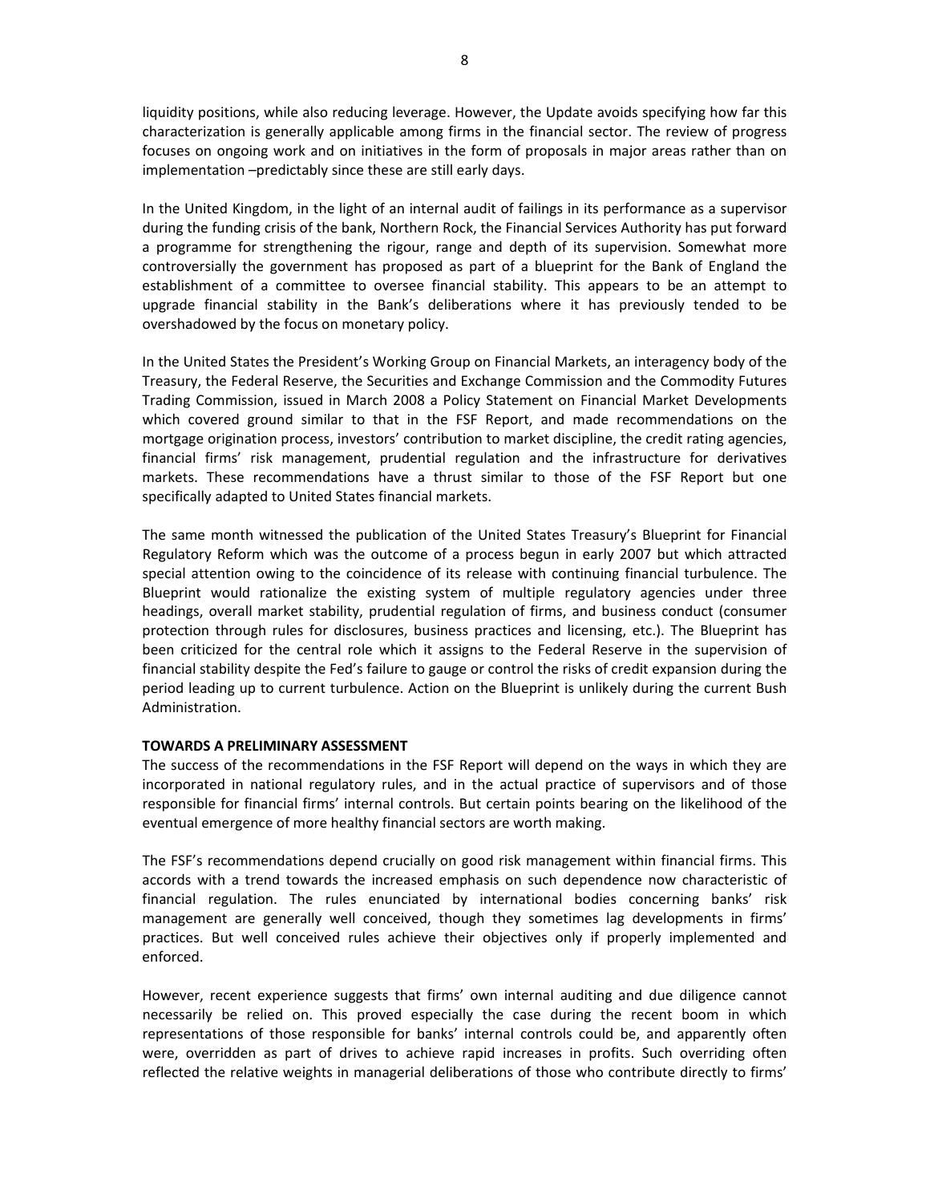liquidity positions, while also reducing leverage. However, the Update avoids specifying how far this characterization is generally applicable among firms in the financial sector. The review of progress focuses on ongoing work and on initiatives in the form of proposals in major areas rather than on implementation –predictably since these are still early days.

In the United Kingdom, in the light of an internal audit of failings in its performance as a supervisor during the funding crisis of the bank, Northern Rock, the Financial Services Authority has put forward a programme for strengthening the rigour, range and depth of its supervision. Somewhat more controversially the government has proposed as part of a blueprint for the Bank of England the establishment of a committee to oversee financial stability. This appears to be an attempt to upgrade financial stability in the Bank's deliberations where it has previously tended to be overshadowed by the focus on monetary policy.

In the United States the President's Working Group on Financial Markets, an interagency body of the Treasury, the Federal Reserve, the Securities and Exchange Commission and the Commodity Futures Trading Commission, issued in March 2008 a Policy Statement on Financial Market Developments which covered ground similar to that in the FSF Report, and made recommendations on the mortgage origination process, investors' contribution to market discipline, the credit rating agencies, financial firms' risk management, prudential regulation and the infrastructure for derivatives markets. These recommendations have a thrust similar to those of the FSF Report but one specifically adapted to United States financial markets.

The same month witnessed the publication of the United States Treasury's Blueprint for Financial Regulatory Reform which was the outcome of a process begun in early 2007 but which attracted special attention owing to the coincidence of its release with continuing financial turbulence. The Blueprint would rationalize the existing system of multiple regulatory agencies under three headings, overall market stability, prudential regulation of firms, and business conduct (consumer protection through rules for disclosures, business practices and licensing, etc.). The Blueprint has been criticized for the central role which it assigns to the Federal Reserve in the supervision of financial stability despite the Fed's failure to gauge or control the risks of credit expansion during the period leading up to current turbulence. Action on the Blueprint is unlikely during the current Bush Administration.

**TOWARDS A PRELIMINARY ASSESSMENT**

The success of the recommendations in the FSF Report will depend on the ways in which they are incorporated in national regulatory rules, and in the actual practice of supervisors and of those responsible for financial firms' internal controls. But certain points bearing on the likelihood of the eventual emergence of more healthy financial sectors are worth making.

The FSF's recommendations depend crucially on good risk management within financial firms. This accords with a trend towards the increased emphasis on such dependence now characteristic of financial regulation. The rules enunciated by international bodies concerning banks' risk management are generally well conceived, though they sometimes lag developments in firms' practices. But well conceived rules achieve their objectives only if properly implemented and enforced.

However, recent experience suggests that firms' own internal auditing and due diligence cannot necessarily be relied on. This proved especially the case during the recent boom in which representations of those responsible for banks' internal controls could be, and apparently often were, overridden as part of drives to achieve rapid increases in profits. Such overriding often reflected the relative weights in managerial deliberations of those who contribute directly to firms'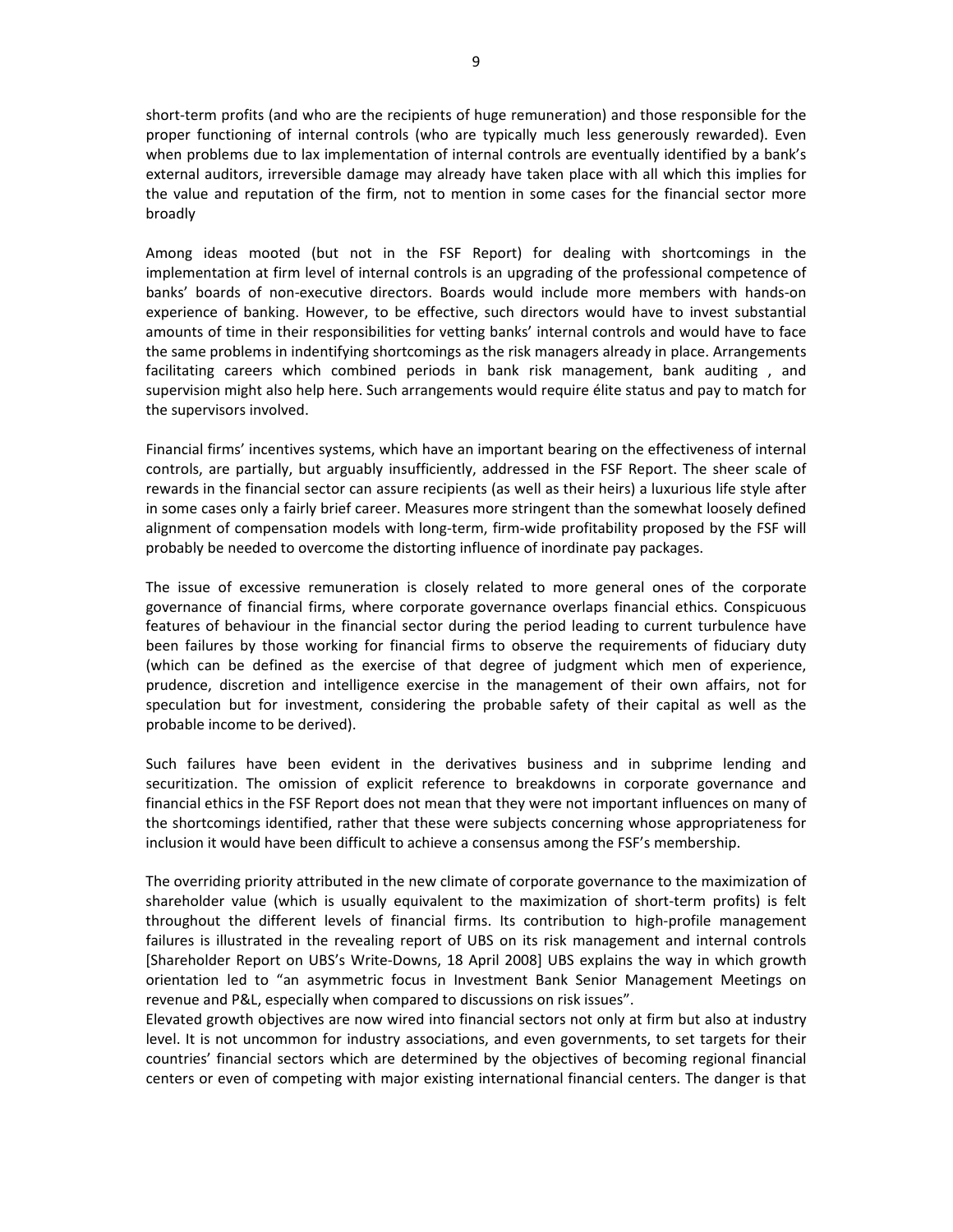short-term profits (and who are the recipients of huge remuneration) and those responsible for the proper functioning of internal controls (who are typically much less generously rewarded). Even when problems due to lax implementation of internal controls are eventually identified by a bank's external auditors, irreversible damage may already have taken place with all which this implies for the value and reputation of the firm, not to mention in some cases for the financial sector more broadly

Among ideas mooted (but not in the FSF Report) for dealing with shortcomings in the implementation at firm level of internal controls is an upgrading of the professional competence of banks' boards of non-executive directors. Boards would include more members with hands-on experience of banking. However, to be effective, such directors would have to invest substantial amounts of time in their responsibilities for vetting banks' internal controls and would have to face the same problems in indentifying shortcomings as the risk managers already in place. Arrangements facilitating careers which combined periods in bank risk management, bank auditing , and supervision might also help here. Such arrangements would require élite status and pay to match for the supervisors involved.

Financial firms' incentives systems, which have an important bearing on the effectiveness of internal controls, are partially, but arguably insufficiently, addressed in the FSF Report. The sheer scale of rewards in the financial sector can assure recipients (as well as their heirs) a luxurious life style after in some cases only a fairly brief career. Measures more stringent than the somewhat loosely defined alignment of compensation models with long-term, firm-wide profitability proposed by the FSF will probably be needed to overcome the distorting influence of inordinate pay packages.

The issue of excessive remuneration is closely related to more general ones of the corporate governance of financial firms, where corporate governance overlaps financial ethics. Conspicuous features of behaviour in the financial sector during the period leading to current turbulence have been failures by those working for financial firms to observe the requirements of fiduciary duty (which can be defined as the exercise of that degree of judgment which men of experience, prudence, discretion and intelligence exercise in the management of their own affairs, not for speculation but for investment, considering the probable safety of their capital as well as the probable income to be derived).

Such failures have been evident in the derivatives business and in subprime lending and securitization. The omission of explicit reference to breakdowns in corporate governance and financial ethics in the FSF Report does not mean that they were not important influences on many of the shortcomings identified, rather that these were subjects concerning whose appropriateness for inclusion it would have been difficult to achieve a consensus among the FSF's membership.

The overriding priority attributed in the new climate of corporate governance to the maximization of shareholder value (which is usually equivalent to the maximization of short-term profits) is felt throughout the different levels of financial firms. Its contribution to high-profile management failures is illustrated in the revealing report of UBS on its risk management and internal controls [Shareholder Report on UBS's Write-Downs, 18 April 2008] UBS explains the way in which growth orientation led to "an asymmetric focus in Investment Bank Senior Management Meetings on revenue and P&L, especially when compared to discussions on risk issues".

Elevated growth objectives are now wired into financial sectors not only at firm but also at industry level. It is not uncommon for industry associations, and even governments, to set targets for their countries' financial sectors which are determined by the objectives of becoming regional financial centers or even of competing with major existing international financial centers. The danger is that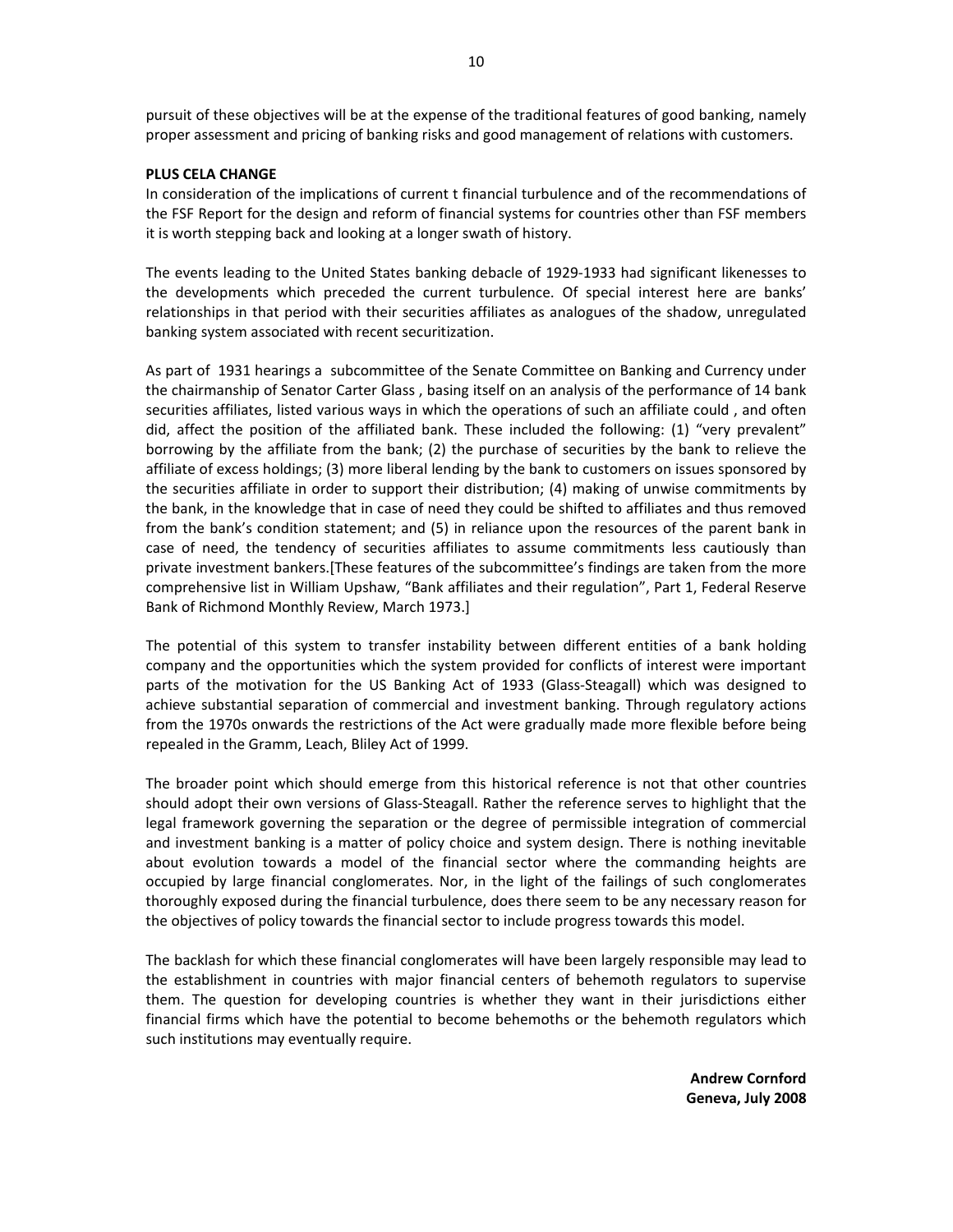pursuit of these objectives will be at the expense of the traditional features of good banking, namely proper assessment and pricing of banking risks and good management of relations with customers.

**PLUS CELA CHANGE**

In consideration of the implications of current t financial turbulence and of the recommendations of the FSF Report for the design and reform of financial systems for countries other than FSF members it is worth stepping back and looking at a longer swath of history.

The events leading to the United States banking debacle of 1929-1933 had significant likenesses to the developments which preceded the current turbulence. Of special interest here are banks' relationships in that period with their securities affiliates as analogues of the shadow, unregulated banking system associated with recent securitization.

As part of 1931 hearings a subcommittee of the Senate Committee on Banking and Currency under the chairmanship of Senator Carter Glass , basing itself on an analysis of the performance of 14 bank securities affiliates, listed various ways in which the operations of such an affiliate could , and often did, affect the position of the affiliated bank. These included the following: (1) "very prevalent" borrowing by the affiliate from the bank; (2) the purchase of securities by the bank to relieve the affiliate of excess holdings; (3) more liberal lending by the bank to customers on issues sponsored by the securities affiliate in order to support their distribution; (4) making of unwise commitments by the bank, in the knowledge that in case of need they could be shifted to affiliates and thus removed from the bank's condition statement; and (5) in reliance upon the resources of the parent bank in case of need, the tendency of securities affiliates to assume commitments less cautiously than private investment bankers.[These features of the subcommittee's findings are taken from the more comprehensive list in William Upshaw, "Bank affiliates and their regulation", Part 1, Federal Reserve Bank of Richmond Monthly Review, March 1973.]

The potential of this system to transfer instability between different entities of a bank holding company and the opportunities which the system provided for conflicts of interest were important parts of the motivation for the US Banking Act of 1933 (Glass-Steagall) which was designed to achieve substantial separation of commercial and investment banking. Through regulatory actions from the 1970s onwards the restrictions of the Act were gradually made more flexible before being repealed in the Gramm, Leach, Bliley Act of 1999.

The broader point which should emerge from this historical reference is not that other countries should adopt their own versions of Glass-Steagall. Rather the reference serves to highlight that the legal framework governing the separation or the degree of permissible integration of commercial and investment banking is a matter of policy choice and system design. There is nothing inevitable about evolution towards a model of the financial sector where the commanding heights are occupied by large financial conglomerates. Nor, in the light of the failings of such conglomerates thoroughly exposed during the financial turbulence, does there seem to be any necessary reason for the objectives of policy towards the financial sector to include progress towards this model.

The backlash for which these financial conglomerates will have been largely responsible may lead to the establishment in countries with major financial centers of behemoth regulators to supervise them. The question for developing countries is whether they want in their jurisdictions either financial firms which have the potential to become behemoths or the behemoth regulators which such institutions may eventually require.

**Andrew Cornford**
**Geneva, July 2008**